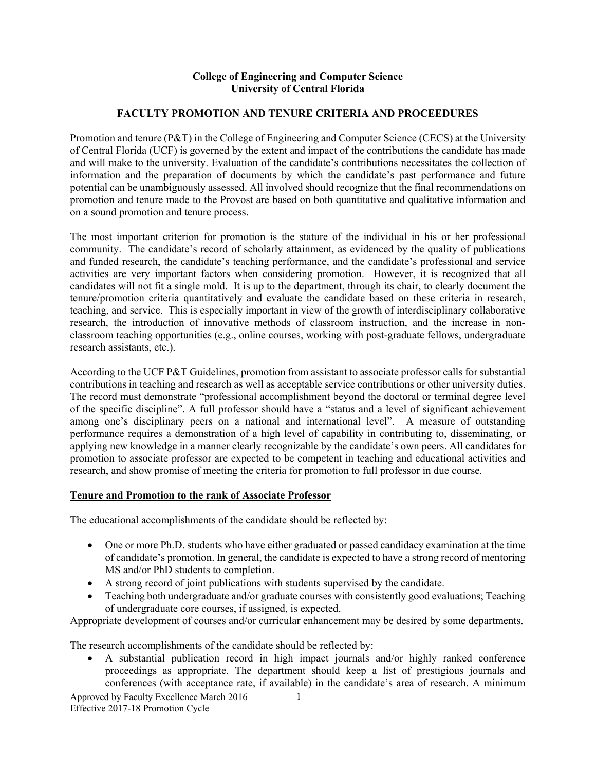**College of Engineering and Computer Science**
**University of Central Florida**

# FACULTY PROMOTION AND TENURE CRITERIA AND PROCEEDURES

Promotion and tenure (P&T) in the College of Engineering and Computer Science (CECS) at the University of Central Florida (UCF) is governed by the extent and impact of the contributions the candidate has made and will make to the university. Evaluation of the candidate's contributions necessitates the collection of information and the preparation of documents by which the candidate's past performance and future potential can be unambiguously assessed. All involved should recognize that the final recommendations on promotion and tenure made to the Provost are based on both quantitative and qualitative information and on a sound promotion and tenure process.

The most important criterion for promotion is the stature of the individual in his or her professional community. The candidate's record of scholarly attainment, as evidenced by the quality of publications and funded research, the candidate's teaching performance, and the candidate's professional and service activities are very important factors when considering promotion. However, it is recognized that all candidates will not fit a single mold. It is up to the department, through its chair, to clearly document the tenure/promotion criteria quantitatively and evaluate the candidate based on these criteria in research, teaching, and service. This is especially important in view of the growth of interdisciplinary collaborative research, the introduction of innovative methods of classroom instruction, and the increase in non-classroom teaching opportunities (e.g., online courses, working with post-graduate fellows, undergraduate research assistants, etc.).

According to the UCF P&T Guidelines, promotion from assistant to associate professor calls for substantial contributions in teaching and research as well as acceptable service contributions or other university duties. The record must demonstrate "professional accomplishment beyond the doctoral or terminal degree level of the specific discipline". A full professor should have a "status and a level of significant achievement among one's disciplinary peers on a national and international level". A measure of outstanding performance requires a demonstration of a high level of capability in contributing to, disseminating, or applying new knowledge in a manner clearly recognizable by the candidate's own peers. All candidates for promotion to associate professor are expected to be competent in teaching and educational activities and research, and show promise of meeting the criteria for promotion to full professor in due course.

## Tenure and Promotion to the rank of Associate Professor

The educational accomplishments of the candidate should be reflected by:

- One or more Ph.D. students who have either graduated or passed candidacy examination at the time of candidate's promotion. In general, the candidate is expected to have a strong record of mentoring MS and/or PhD students to completion.
- A strong record of joint publications with students supervised by the candidate.
- Teaching both undergraduate and/or graduate courses with consistently good evaluations; Teaching of undergraduate core courses, if assigned, is expected.

Appropriate development of courses and/or curricular enhancement may be desired by some departments.

The research accomplishments of the candidate should be reflected by:

- A substantial publication record in high impact journals and/or highly ranked conference proceedings as appropriate. The department should keep a list of prestigious journals and conferences (with acceptance rate, if available) in the candidate's area of research. A minimum

Approved by Faculty Excellence March 2016
Effective 2017-18 Promotion Cycle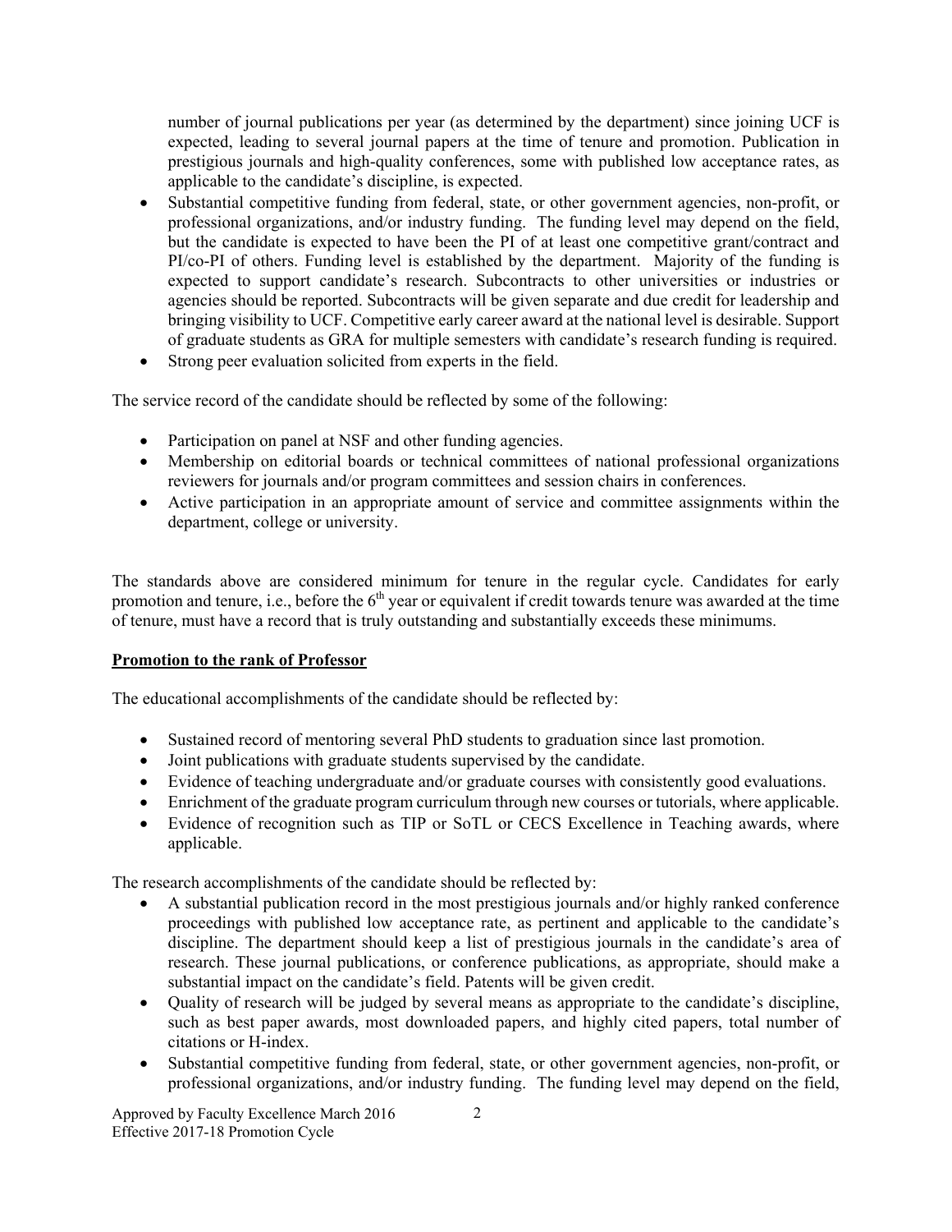number of journal publications per year (as determined by the department) since joining UCF is expected, leading to several journal papers at the time of tenure and promotion. Publication in prestigious journals and high-quality conferences, some with published low acceptance rates, as applicable to the candidate's discipline, is expected.

- Substantial competitive funding from federal, state, or other government agencies, non-profit, or professional organizations, and/or industry funding. The funding level may depend on the field, but the candidate is expected to have been the PI of at least one competitive grant/contract and PI/co-PI of others. Funding level is established by the department. Majority of the funding is expected to support candidate's research. Subcontracts to other universities or industries or agencies should be reported. Subcontracts will be given separate and due credit for leadership and bringing visibility to UCF. Competitive early career award at the national level is desirable. Support of graduate students as GRA for multiple semesters with candidate's research funding is required.
- Strong peer evaluation solicited from experts in the field.

The service record of the candidate should be reflected by some of the following:

- Participation on panel at NSF and other funding agencies.
- Membership on editorial boards or technical committees of national professional organizations reviewers for journals and/or program committees and session chairs in conferences.
- Active participation in an appropriate amount of service and committee assignments within the department, college or university.

The standards above are considered minimum for tenure in the regular cycle. Candidates for early promotion and tenure, i.e., before the 6th year or equivalent if credit towards tenure was awarded at the time of tenure, must have a record that is truly outstanding and substantially exceeds these minimums.

**Promotion to the rank of Professor**

The educational accomplishments of the candidate should be reflected by:

- Sustained record of mentoring several PhD students to graduation since last promotion.
- Joint publications with graduate students supervised by the candidate.
- Evidence of teaching undergraduate and/or graduate courses with consistently good evaluations.
- Enrichment of the graduate program curriculum through new courses or tutorials, where applicable.
- Evidence of recognition such as TIP or SoTL or CECS Excellence in Teaching awards, where applicable.

The research accomplishments of the candidate should be reflected by:

- A substantial publication record in the most prestigious journals and/or highly ranked conference proceedings with published low acceptance rate, as pertinent and applicable to the candidate's discipline. The department should keep a list of prestigious journals in the candidate's area of research. These journal publications, or conference publications, as appropriate, should make a substantial impact on the candidate's field. Patents will be given credit.
- Quality of research will be judged by several means as appropriate to the candidate's discipline, such as best paper awards, most downloaded papers, and highly cited papers, total number of citations or H-index.
- Substantial competitive funding from federal, state, or other government agencies, non-profit, or professional organizations, and/or industry funding. The funding level may depend on the field,

Approved by Faculty Excellence March 2016
Effective 2017-18 Promotion Cycle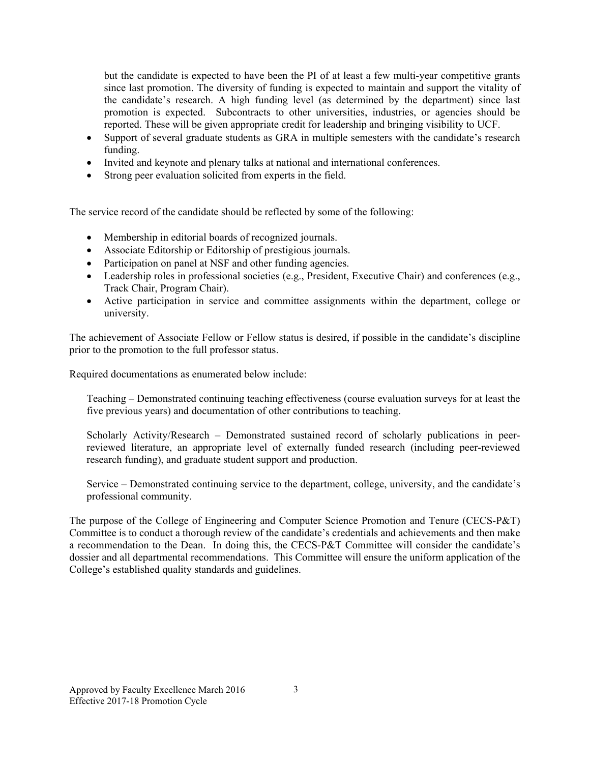but the candidate is expected to have been the PI of at least a few multi-year competitive grants since last promotion. The diversity of funding is expected to maintain and support the vitality of the candidate's research. A high funding level (as determined by the department) since last promotion is expected. Subcontracts to other universities, industries, or agencies should be reported. These will be given appropriate credit for leadership and bringing visibility to UCF.

- Support of several graduate students as GRA in multiple semesters with the candidate's research funding.
- Invited and keynote and plenary talks at national and international conferences.
- Strong peer evaluation solicited from experts in the field.

The service record of the candidate should be reflected by some of the following:

- Membership in editorial boards of recognized journals.
- Associate Editorship or Editorship of prestigious journals.
- Participation on panel at NSF and other funding agencies.
- Leadership roles in professional societies (e.g., President, Executive Chair) and conferences (e.g., Track Chair, Program Chair).
- Active participation in service and committee assignments within the department, college or university.

The achievement of Associate Fellow or Fellow status is desired, if possible in the candidate's discipline prior to the promotion to the full professor status.

Required documentations as enumerated below include:

Teaching – Demonstrated continuing teaching effectiveness (course evaluation surveys for at least the five previous years) and documentation of other contributions to teaching.

Scholarly Activity/Research – Demonstrated sustained record of scholarly publications in peer-reviewed literature, an appropriate level of externally funded research (including peer-reviewed research funding), and graduate student support and production.

Service – Demonstrated continuing service to the department, college, university, and the candidate's professional community.

The purpose of the College of Engineering and Computer Science Promotion and Tenure (CECS-P&T) Committee is to conduct a thorough review of the candidate's credentials and achievements and then make a recommendation to the Dean. In doing this, the CECS-P&T Committee will consider the candidate's dossier and all departmental recommendations. This Committee will ensure the uniform application of the College's established quality standards and guidelines.